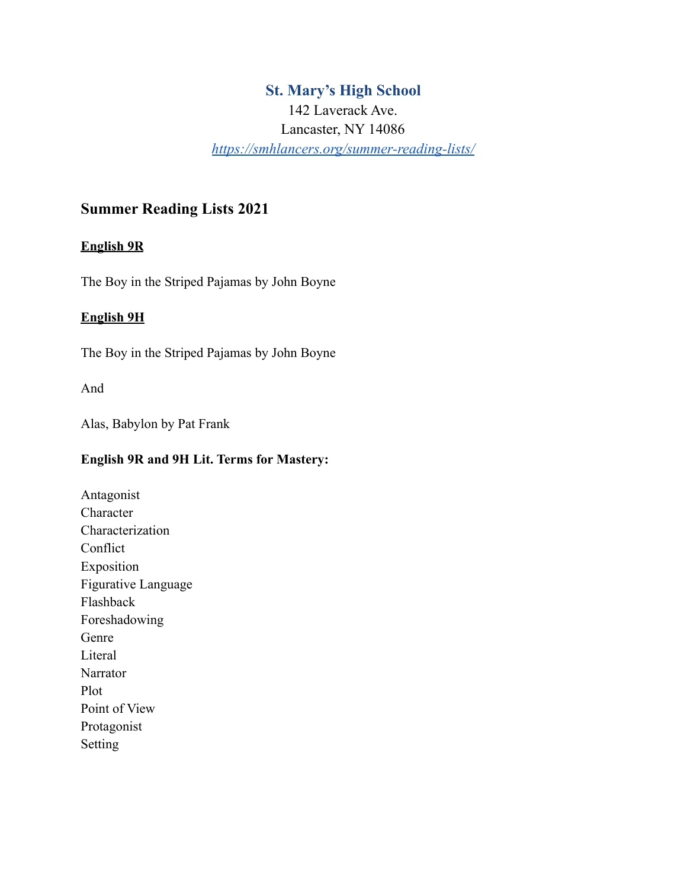# St. Mary's High School

142 Laverack Ave.
Lancaster, NY 14086
*https://smhlancers.org/summer-reading-lists/*

## Summer Reading Lists 2021

**English 9R**

The Boy in the Striped Pajamas by John Boyne

**English 9H**

The Boy in the Striped Pajamas by John Boyne

And

Alas, Babylon by Pat Frank

**English 9R and 9H Lit. Terms for Mastery:**

Antagonist
Character
Characterization
Conflict
Exposition
Figurative Language
Flashback
Foreshadowing
Genre
Literal
Narrator
Plot
Point of View
Protagonist
Setting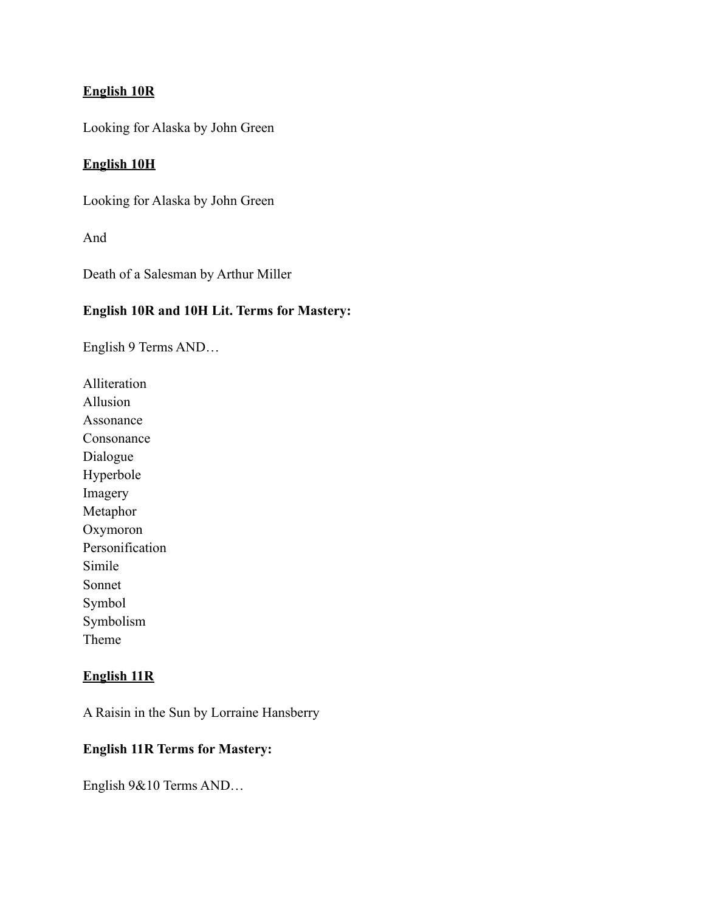**English 10R**

Looking for Alaska by John Green

**English 10H**

Looking for Alaska by John Green

And

Death of a Salesman by Arthur Miller

**English 10R and 10H Lit. Terms for Mastery:**

English 9 Terms AND…

Alliteration
Allusion
Assonance
Consonance
Dialogue
Hyperbole
Imagery
Metaphor
Oxymoron
Personification
Simile
Sonnet
Symbol
Symbolism
Theme

**English 11R**

A Raisin in the Sun by Lorraine Hansberry

**English 11R Terms for Mastery:**

English 9&10 Terms AND…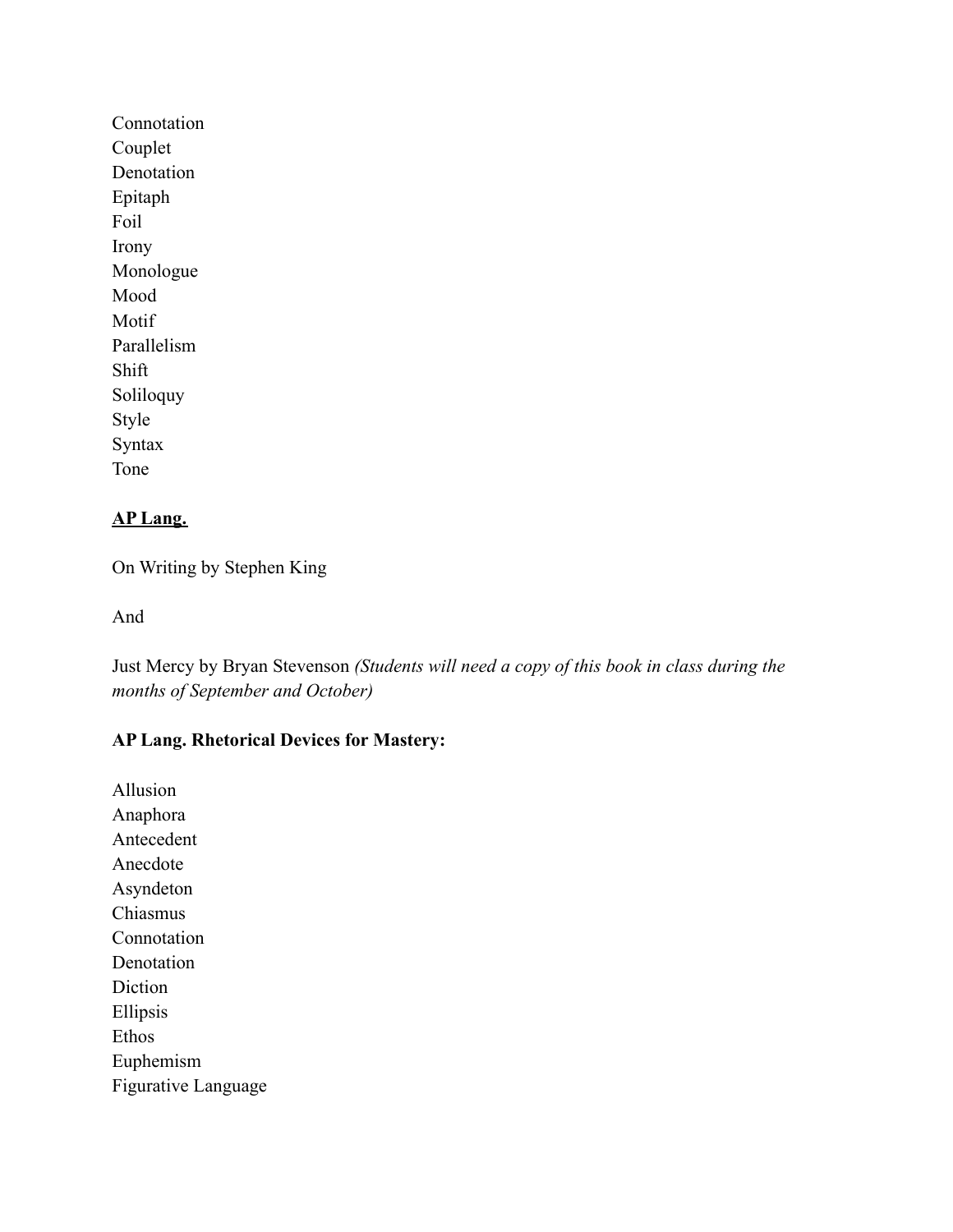Connotation
Couplet
Denotation
Epitaph
Foil
Irony
Monologue
Mood
Motif
Parallelism
Shift
Soliloquy
Style
Syntax
Tone

**<u>AP Lang.</u>**

On Writing by Stephen King

And

Just Mercy by Bryan Stevenson *(Students will need a copy of this book in class during the months of September and October)*

**AP Lang. Rhetorical Devices for Mastery:**

Allusion
Anaphora
Antecedent
Anecdote
Asyndeton
Chiasmus
Connotation
Denotation
Diction
Ellipsis
Ethos
Euphemism
Figurative Language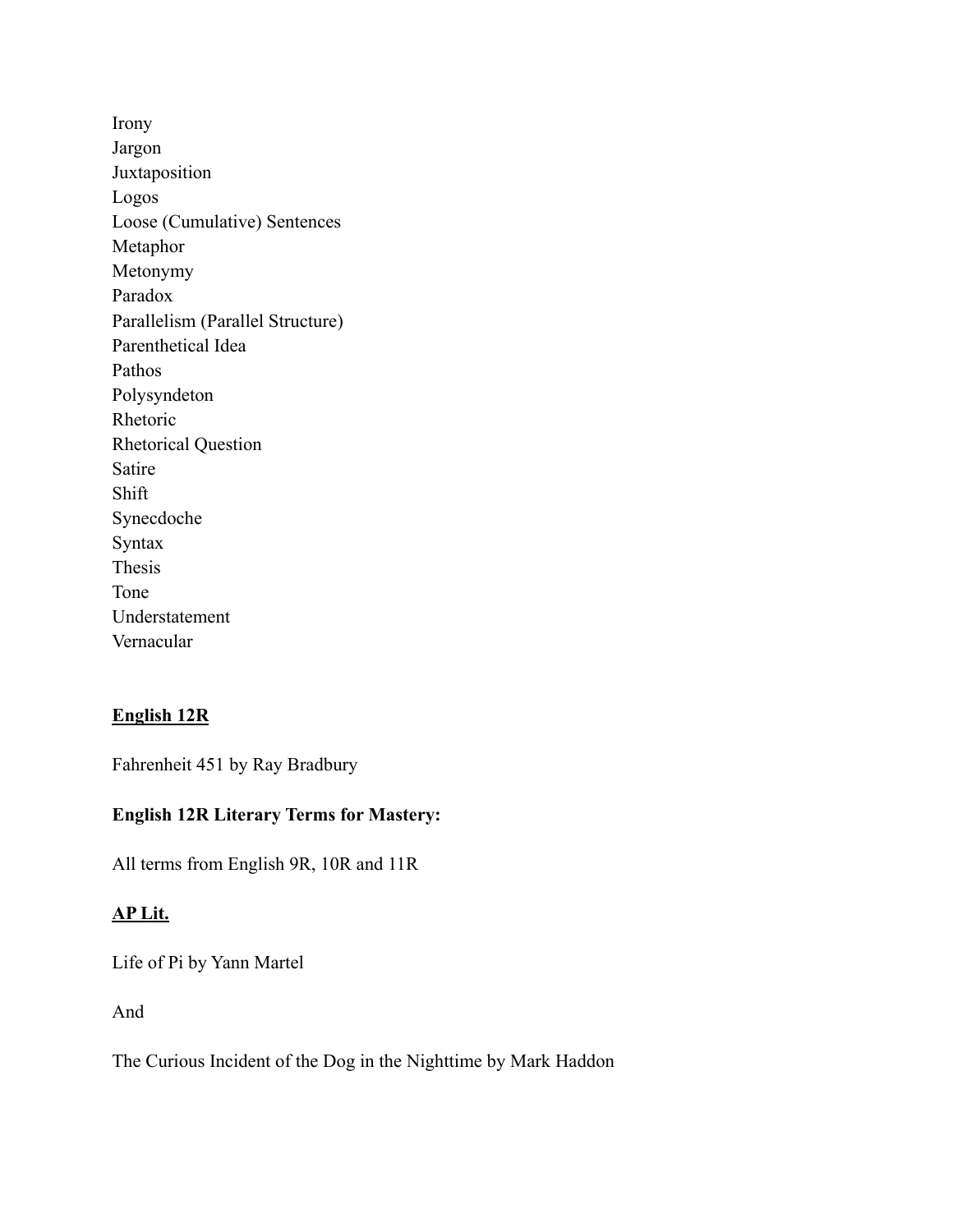Irony
Jargon
Juxtaposition
Logos
Loose (Cumulative) Sentences
Metaphor
Metonymy
Paradox
Parallelism (Parallel Structure)
Parenthetical Idea
Pathos
Polysyndeton
Rhetoric
Rhetorical Question
Satire
Shift
Synecdoche
Syntax
Thesis
Tone
Understatement
Vernacular

**<u>English 12R</u>**

Fahrenheit 451 by Ray Bradbury

**English 12R Literary Terms for Mastery:**

All terms from English 9R, 10R and 11R

**<u>AP Lit.</u>**

Life of Pi by Yann Martel

And

The Curious Incident of the Dog in the Nighttime by Mark Haddon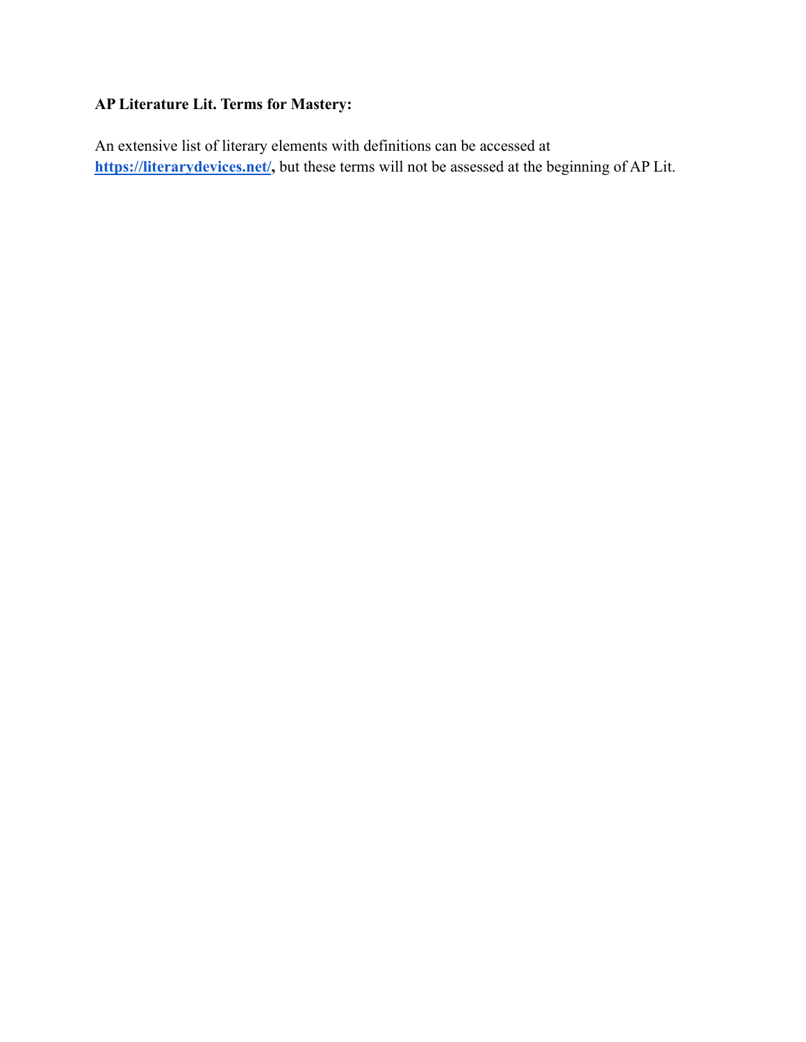**AP Literature Lit. Terms for Mastery:**

An extensive list of literary elements with definitions can be accessed at **https://literarydevices.net/,** but these terms will not be assessed at the beginning of AP Lit.